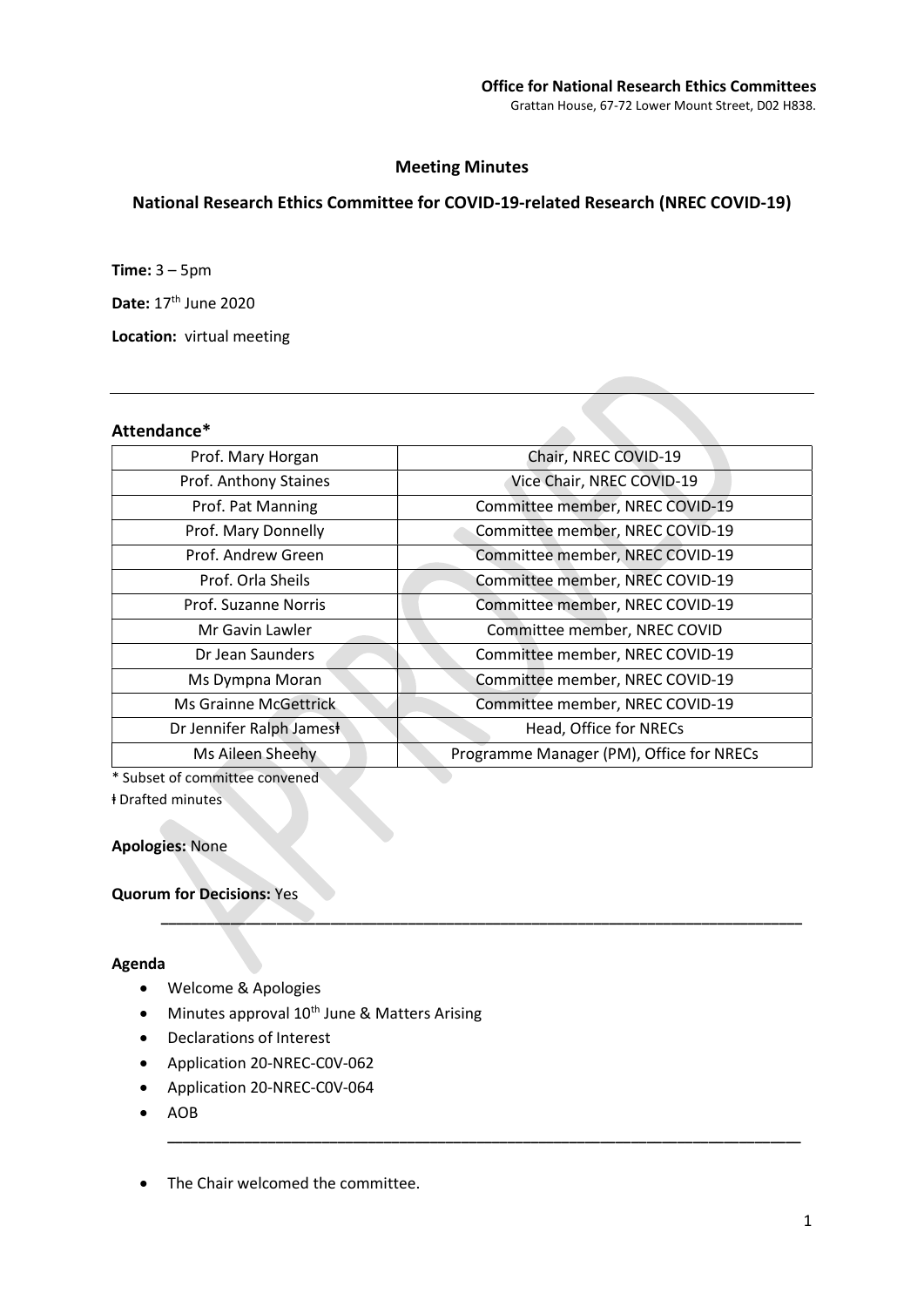**Office for National Research Ethics Committees**
Grattan House, 67-72 Lower Mount Street, D02 H838.

## Meeting Minutes

## National Research Ethics Committee for COVID-19-related Research (NREC COVID-19)

**Time:** 3 – 5pm

**Date:** 17th June 2020

**Location:** virtual meeting

---

### Attendance*

| Name | Role |
|---|---|
| Prof. Mary Horgan | Chair, NREC COVID-19 |
| Prof. Anthony Staines | Vice Chair, NREC COVID-19 |
| Prof. Pat Manning | Committee member, NREC COVID-19 |
| Prof. Mary Donnelly | Committee member, NREC COVID-19 |
| Prof. Andrew Green | Committee member, NREC COVID-19 |
| Prof. Orla Sheils | Committee member, NREC COVID-19 |
| Prof. Suzanne Norris | Committee member, NREC COVID-19 |
| Mr Gavin Lawler | Committee member, NREC COVID |
| Dr Jean Saunders | Committee member, NREC COVID-19 |
| Ms Dympna Moran | Committee member, NREC COVID-19 |
| Ms Grainne McGettrick | Committee member, NREC COVID-19 |
| Dr Jennifer Ralph Jamesǂ | Head, Office for NRECs |
| Ms Aileen Sheehy | Programme Manager (PM), Office for NRECs |

\* Subset of committee convened
ǂ Drafted minutes

**Apologies:** None

**Quorum for Decisions:** Yes

---

### Agenda

- Welcome & Apologies
- Minutes approval 10th June & Matters Arising
- Declarations of Interest
- Application 20-NREC-C0V-062
- Application 20-NREC-C0V-064
- AOB

---

- The Chair welcomed the committee.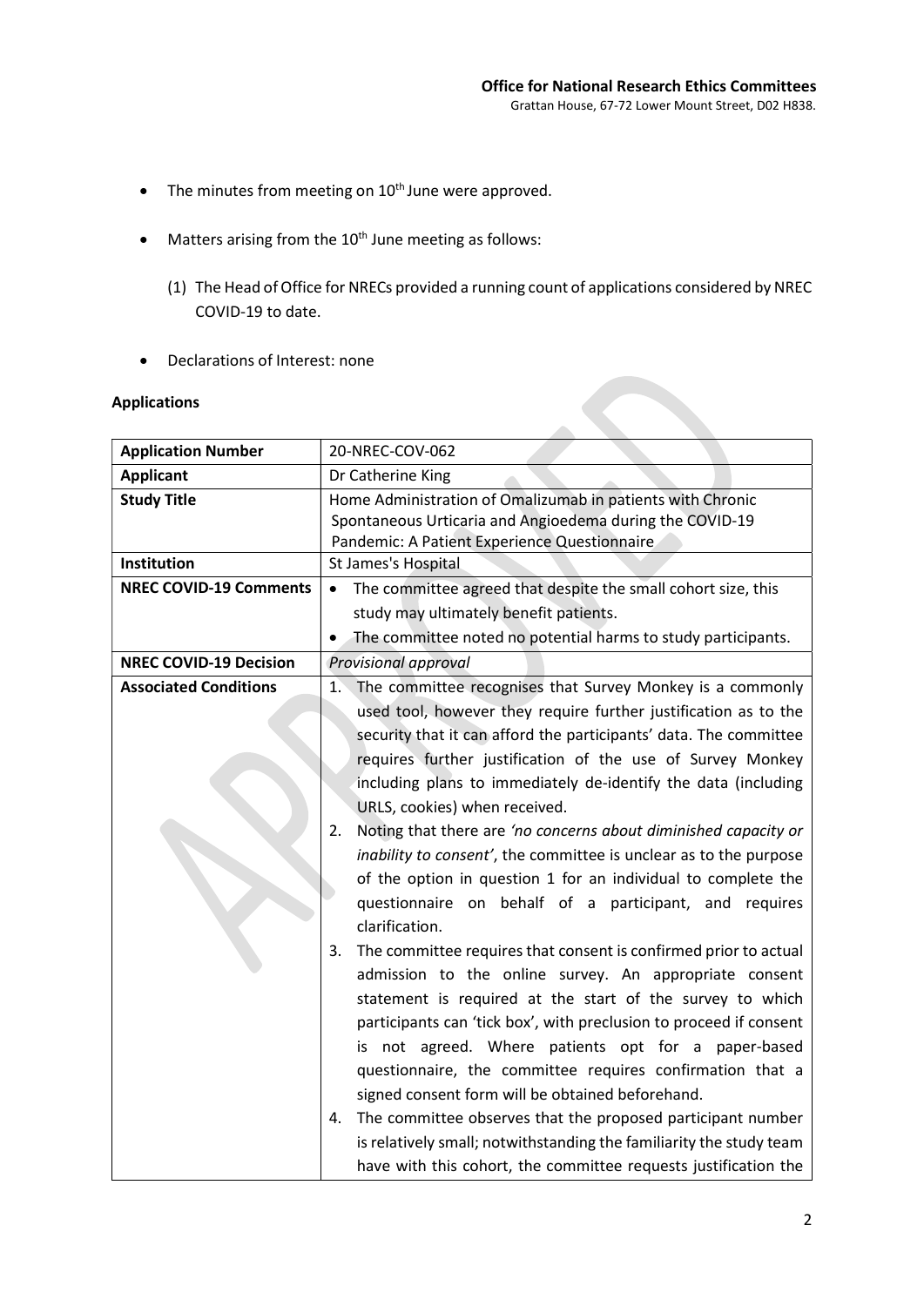- The minutes from meeting on 10th June were approved.
- Matters arising from the 10th June meeting as follows:
  (1) The Head of Office for NRECs provided a running count of applications considered by NREC COVID-19 to date.
- Declarations of Interest: none

**Applications**

| **Application Number** | 20-NREC-COV-062 |
|---|---|
| **Applicant** | Dr Catherine King |
| **Study Title** | Home Administration of Omalizumab in patients with Chronic Spontaneous Urticaria and Angioedema during the COVID-19 Pandemic: A Patient Experience Questionnaire |
| **Institution** | St James's Hospital |
| **NREC COVID-19 Comments** | • The committee agreed that despite the small cohort size, this study may ultimately benefit patients. <br>• The committee noted no potential harms to study participants. |
| **NREC COVID-19 Decision** | *Provisional approval* |
| **Associated Conditions** | 1. The committee recognises that Survey Monkey is a commonly used tool, however they require further justification as to the security that it can afford the participants' data. The committee requires further justification of the use of Survey Monkey including plans to immediately de-identify the data (including URLS, cookies) when received. <br>2. Noting that there are *'no concerns about diminished capacity or inability to consent'*, the committee is unclear as to the purpose of the option in question 1 for an individual to complete the questionnaire on behalf of a participant, and requires clarification. <br>3. The committee requires that consent is confirmed prior to actual admission to the online survey. An appropriate consent statement is required at the start of the survey to which participants can 'tick box', with preclusion to proceed if consent is not agreed. Where patients opt for a paper-based questionnaire, the committee requires confirmation that a signed consent form will be obtained beforehand. <br>4. The committee observes that the proposed participant number is relatively small; notwithstanding the familiarity the study team have with this cohort, the committee requests justification the |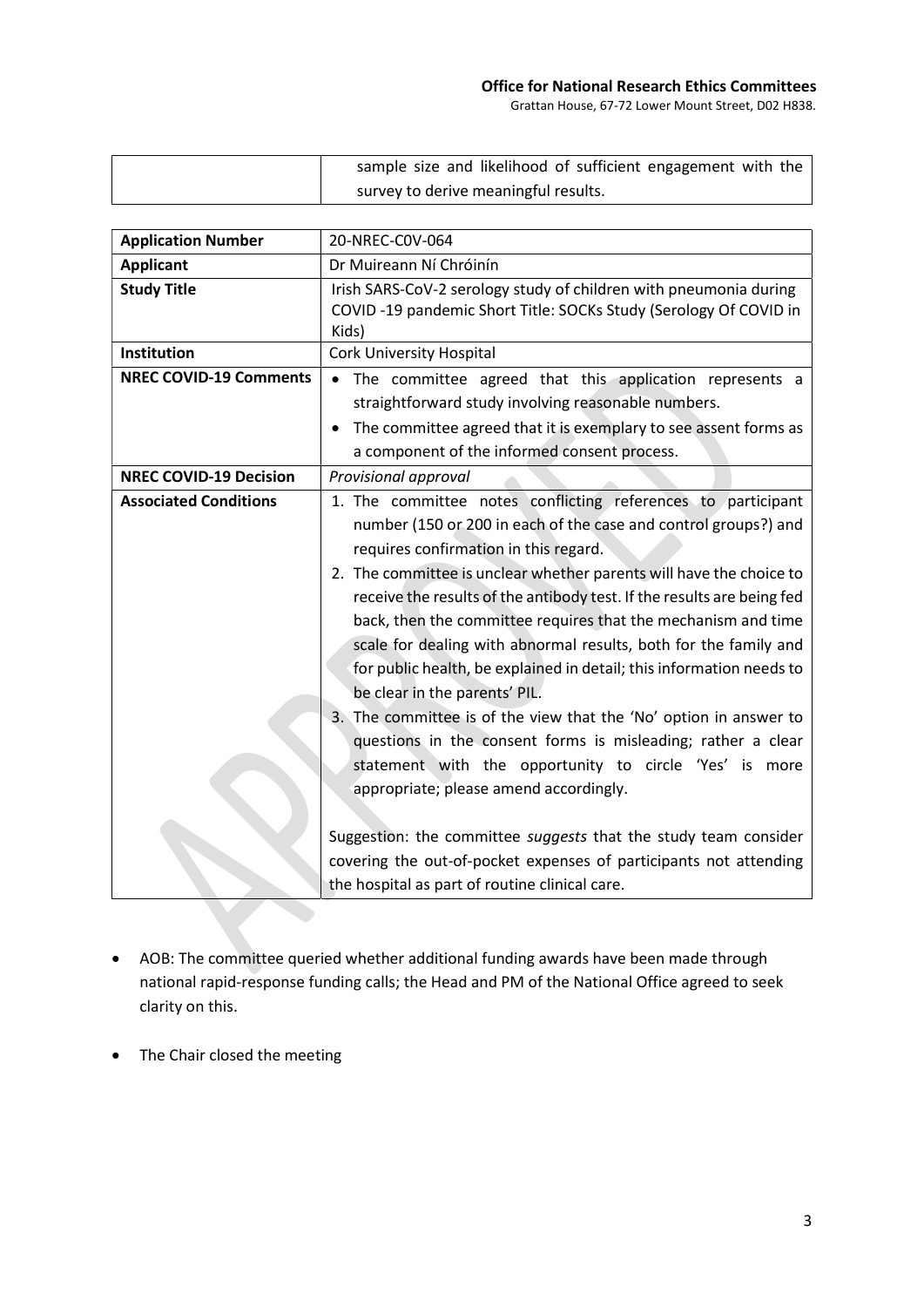| | |
|---|---|
| | sample size and likelihood of sufficient engagement with the survey to derive meaningful results. |

| | |
|---|---|
| **Application Number** | 20-NREC-C0V-064 |
| **Applicant** | Dr Muireann Ní Chróinín |
| **Study Title** | Irish SARS-CoV-2 serology study of children with pneumonia during COVID -19 pandemic Short Title: SOCKs Study (Serology Of COVID in Kids) |
| **Institution** | Cork University Hospital |
| **NREC COVID-19 Comments** | • The committee agreed that this application represents a straightforward study involving reasonable numbers.<br>• The committee agreed that it is exemplary to see assent forms as a component of the informed consent process. |
| **NREC COVID-19 Decision** | *Provisional approval* |
| **Associated Conditions** | 1. The committee notes conflicting references to participant number (150 or 200 in each of the case and control groups?) and requires confirmation in this regard.<br>2. The committee is unclear whether parents will have the choice to receive the results of the antibody test. If the results are being fed back, then the committee requires that the mechanism and time scale for dealing with abnormal results, both for the family and for public health, be explained in detail; this information needs to be clear in the parents' PIL.<br>3. The committee is of the view that the 'No' option in answer to questions in the consent forms is misleading; rather a clear statement with the opportunity to circle 'Yes' is more appropriate; please amend accordingly.<br><br>Suggestion: the committee *suggests* that the study team consider covering the out-of-pocket expenses of participants not attending the hospital as part of routine clinical care. |

- AOB: The committee queried whether additional funding awards have been made through national rapid-response funding calls; the Head and PM of the National Office agreed to seek clarity on this.
- The Chair closed the meeting